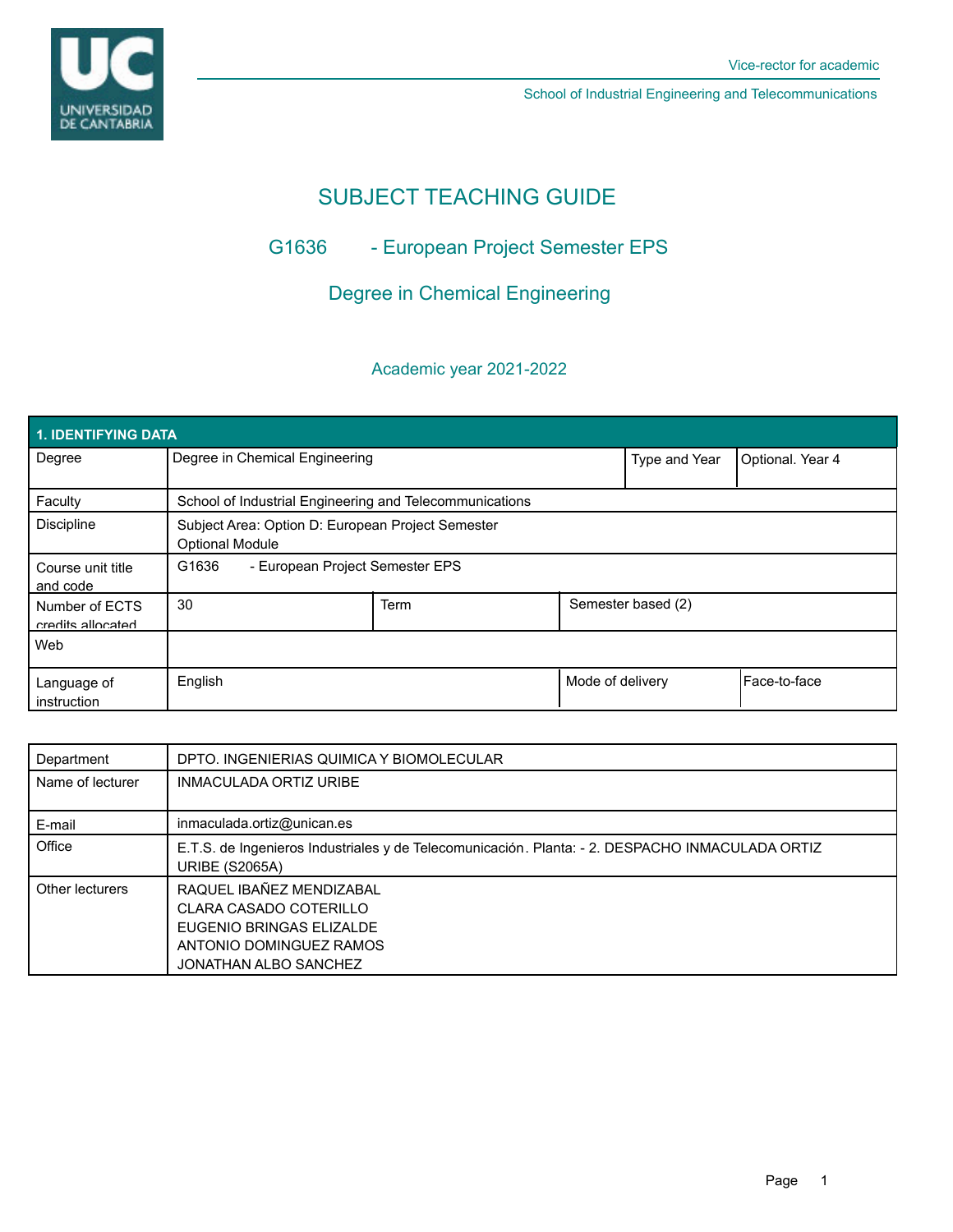Vice-rector for academic

School of Industrial Engineering and Telecommunications

# SUBJECT TEACHING GUIDE

## G1636 - European Project Semester EPS

## Degree in Chemical Engineering

### Academic year 2021-2022

| 1. IDENTIFYING DATA | | | | |
|---|---|---|---|---|
| Degree | Degree in Chemical Engineering | | Type and Year | Optional. Year 4 |
| Faculty | School of Industrial Engineering and Telecommunications | | | |
| Discipline | Subject Area: Option D: European Project Semester<br>Optional Module | | | |
| Course unit title and code | G1636 - European Project Semester EPS | | | |
| Number of ECTS credits allocated | 30 | Term | Semester based (2) | |
| Web | | | | |
| Language of instruction | English | | Mode of delivery | Face-to-face |

| Department | DPTO. INGENIERIAS QUIMICA Y BIOMOLECULAR |
|---|---|
| Name of lecturer | INMACULADA ORTIZ URIBE |
| E-mail | inmaculada.ortiz@unican.es |
| Office | E.T.S. de Ingenieros Industriales y de Telecomunicación. Planta: - 2. DESPACHO INMACULADA ORTIZ URIBE (S2065A) |
| Other lecturers | RAQUEL IBAÑEZ MENDIZABAL<br>CLARA CASADO COTERILLO<br>EUGENIO BRINGAS ELIZALDE<br>ANTONIO DOMINGUEZ RAMOS<br>JONATHAN ALBO SANCHEZ |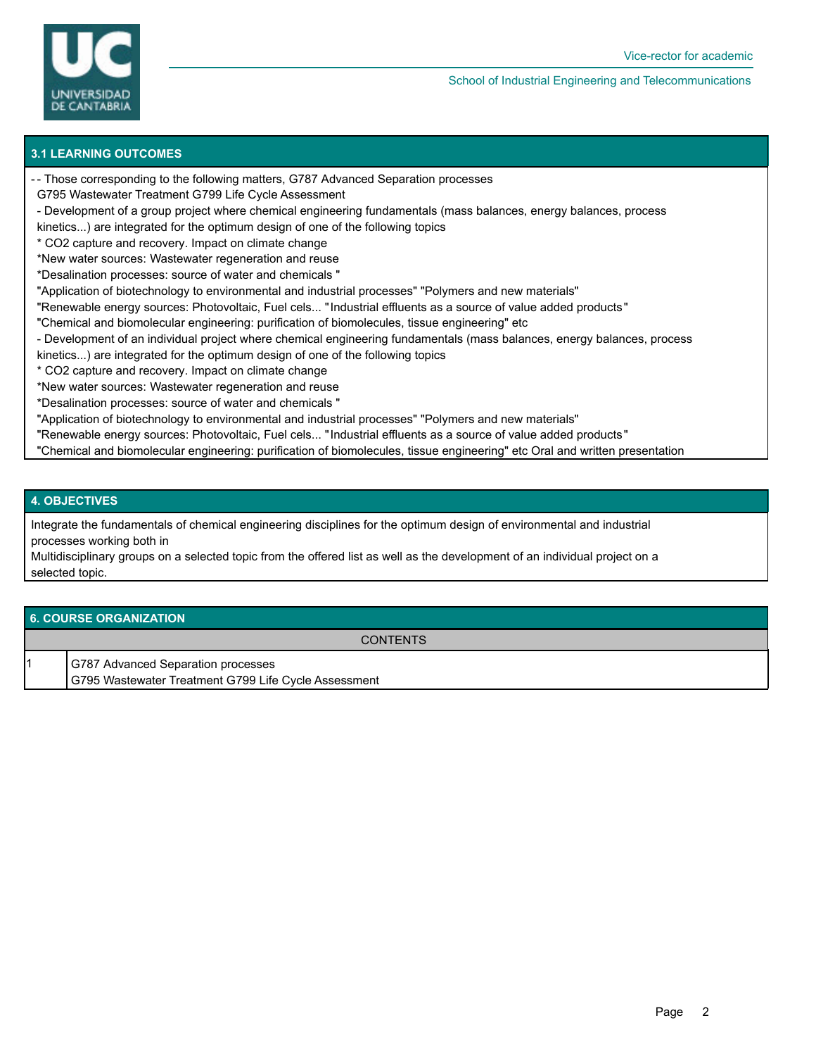## 3.1 LEARNING OUTCOMES

- - Those corresponding to the following matters, G787 Advanced Separation processes
G795 Wastewater Treatment G799 Life Cycle Assessment
- Development of a group project where chemical engineering fundamentals (mass balances, energy balances, process kinetics...) are integrated for the optimum design of one of the following topics
* $CO_2$ capture and recovery. Impact on climate change
*New water sources: Wastewater regeneration and reuse
*Desalination processes: source of water and chemicals "
"Application of biotechnology to environmental and industrial processes" "Polymers and new materials"
"Renewable energy sources: Photovoltaic, Fuel cels... "Industrial effluents as a source of value added products"
"Chemical and biomolecular engineering: purification of biomolecules, tissue engineering" etc
- Development of an individual project where chemical engineering fundamentals (mass balances, energy balances, process kinetics...) are integrated for the optimum design of one of the following topics
* $CO_2$ capture and recovery. Impact on climate change
*New water sources: Wastewater regeneration and reuse
*Desalination processes: source of water and chemicals "
"Application of biotechnology to environmental and industrial processes" "Polymers and new materials"
"Renewable energy sources: Photovoltaic, Fuel cels... "Industrial effluents as a source of value added products"
"Chemical and biomolecular engineering: purification of biomolecules, tissue engineering" etc Oral and written presentation

## 4. OBJECTIVES

Integrate the fundamentals of chemical engineering disciplines for the optimum design of environmental and industrial processes working both in
Multidisciplinary groups on a selected topic from the offered list as well as the development of an individual project on a selected topic.

## 6. COURSE ORGANIZATION

| | CONTENTS |
|---|---|
| 1 | G787 Advanced Separation processes<br>G795 Wastewater Treatment G799 Life Cycle Assessment |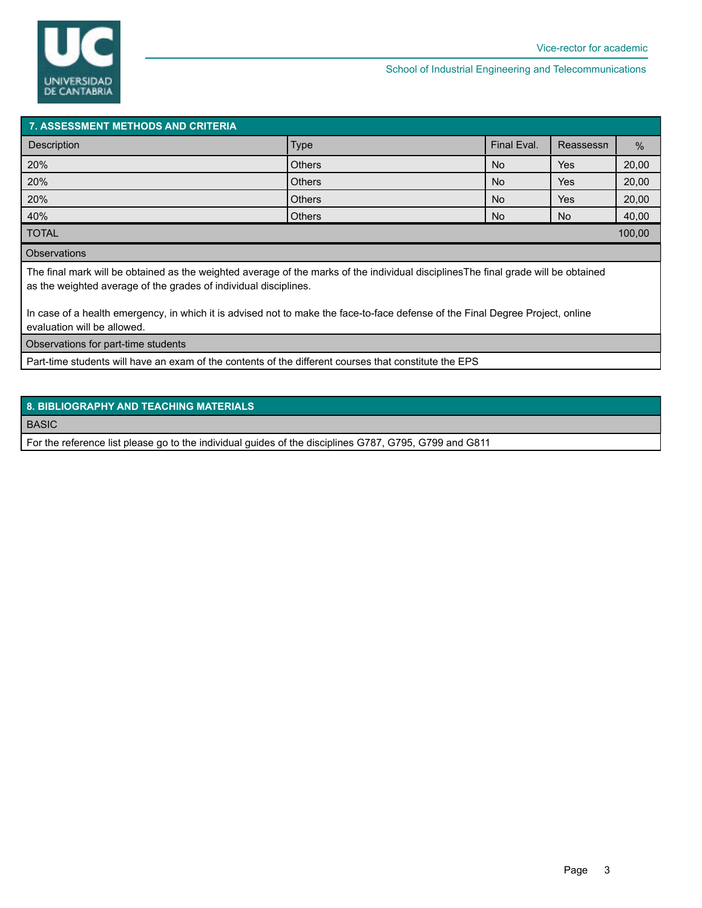## 7. ASSESSMENT METHODS AND CRITERIA

| Description | Type | Final Eval. | Reassessn | % |
|---|---|---|---|---|
| 20% | Others | No | Yes | 20,00 |
| 20% | Others | No | Yes | 20,00 |
| 20% | Others | No | Yes | 20,00 |
| 40% | Others | No | No | 40,00 |
| TOTAL | | | | 100,00 |

**Observations**

The final mark will be obtained as the weighted average of the marks of the individual disciplinesThe final grade will be obtained as the weighted average of the grades of individual disciplines.

In case of a health emergency, in which it is advised not to make the face-to-face defense of the Final Degree Project, online evaluation will be allowed.

**Observations for part-time students**

Part-time students will have an exam of the contents of the different courses that constitute the EPS

## 8. BIBLIOGRAPHY AND TEACHING MATERIALS

**BASIC**

For the reference list please go to the individual guides of the disciplines G787, G795, G799 and G811